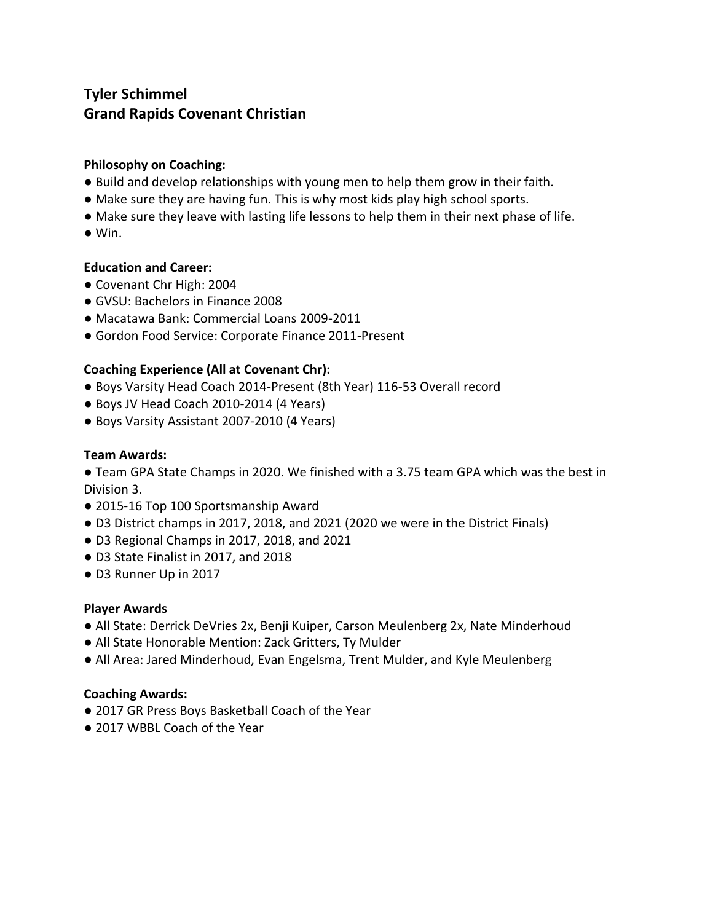**Tyler Schimmel**
**Grand Rapids Covenant Christian**

**Philosophy on Coaching:**

- Build and develop relationships with young men to help them grow in their faith.
- Make sure they are having fun. This is why most kids play high school sports.
- Make sure they leave with lasting life lessons to help them in their next phase of life.
- Win.

**Education and Career:**

- Covenant Chr High: 2004
- GVSU: Bachelors in Finance 2008
- Macatawa Bank: Commercial Loans 2009-2011
- Gordon Food Service: Corporate Finance 2011-Present

**Coaching Experience (All at Covenant Chr):**

- Boys Varsity Head Coach 2014-Present (8th Year) 116-53 Overall record
- Boys JV Head Coach 2010-2014 (4 Years)
- Boys Varsity Assistant 2007-2010 (4 Years)

**Team Awards:**

- Team GPA State Champs in 2020. We finished with a 3.75 team GPA which was the best in Division 3.
- 2015-16 Top 100 Sportsmanship Award
- D3 District champs in 2017, 2018, and 2021 (2020 we were in the District Finals)
- D3 Regional Champs in 2017, 2018, and 2021
- D3 State Finalist in 2017, and 2018
- D3 Runner Up in 2017

**Player Awards**

- All State: Derrick DeVries 2x, Benji Kuiper, Carson Meulenberg 2x, Nate Minderhoud
- All State Honorable Mention: Zack Gritters, Ty Mulder
- All Area: Jared Minderhoud, Evan Engelsma, Trent Mulder, and Kyle Meulenberg

**Coaching Awards:**

- 2017 GR Press Boys Basketball Coach of the Year
- 2017 WBBL Coach of the Year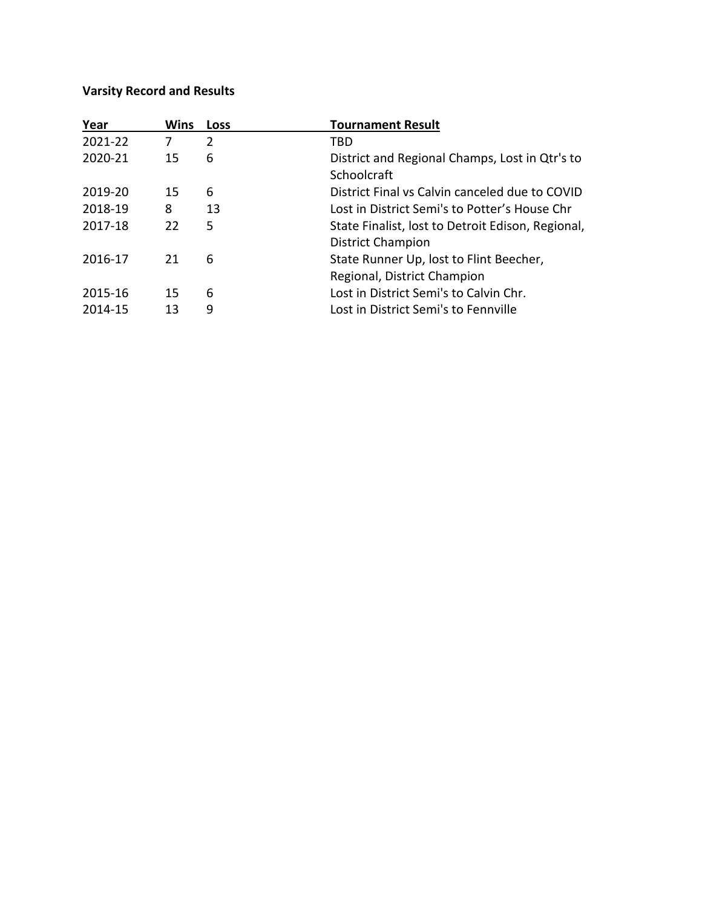**Varsity Record and Results**

| Year | Wins | Loss | Tournament Result |
| --- | --- | --- | --- |
| 2021-22 | 7 | 2 | TBD |
| 2020-21 | 15 | 6 | District and Regional Champs, Lost in Qtr's to Schoolcraft |
| 2019-20 | 15 | 6 | District Final vs Calvin canceled due to COVID |
| 2018-19 | 8 | 13 | Lost in District Semi's to Potter's House Chr |
| 2017-18 | 22 | 5 | State Finalist, lost to Detroit Edison, Regional, District Champion |
| 2016-17 | 21 | 6 | State Runner Up, lost to Flint Beecher, Regional, District Champion |
| 2015-16 | 15 | 6 | Lost in District Semi's to Calvin Chr. |
| 2014-15 | 13 | 9 | Lost in District Semi's to Fennville |